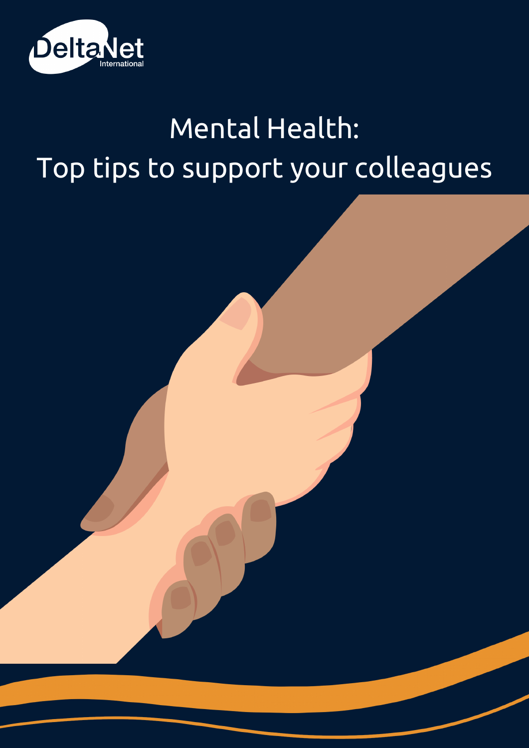DeltaNet International

# Mental Health:
# Top tips to support your colleagues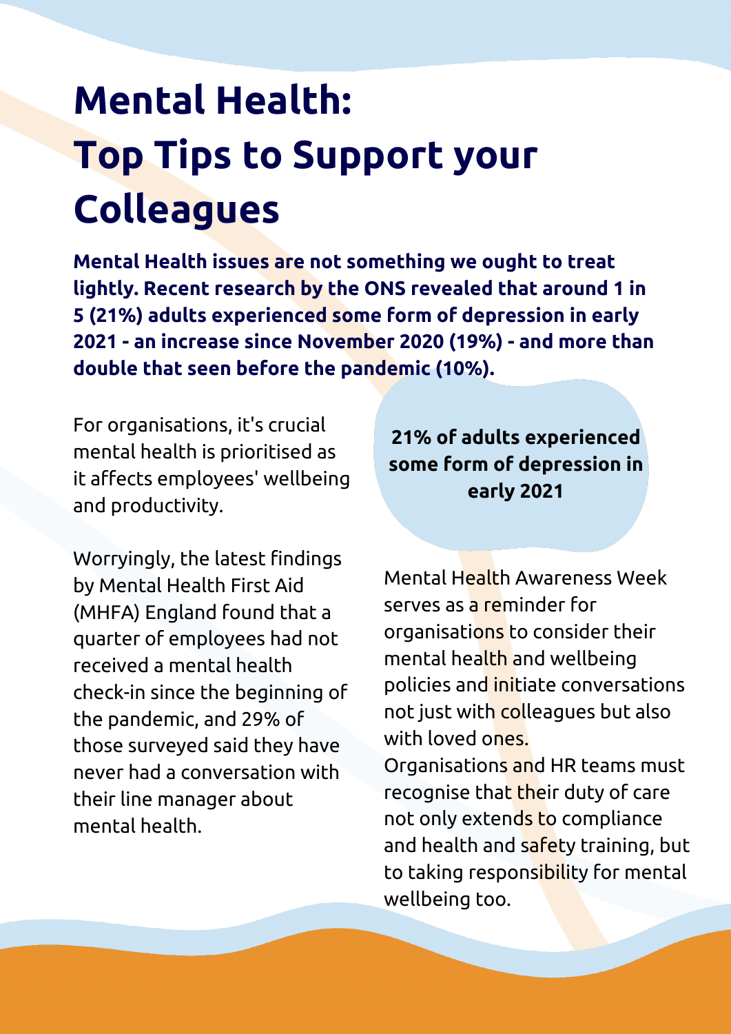# Mental Health: Top Tips to Support your Colleagues

**Mental Health issues are not something we ought to treat lightly. Recent research by the ONS revealed that around 1 in 5 (21%) adults experienced some form of depression in early 2021 - an increase since November 2020 (19%) - and more than double that seen before the pandemic (10%).**

For organisations, it's crucial mental health is prioritised as it affects employees' wellbeing and productivity.

Worryingly, the latest findings by Mental Health First Aid (MHFA) England found that a quarter of employees had not received a mental health check-in since the beginning of the pandemic, and 29% of those surveyed said they have never had a conversation with their line manager about mental health.

**21% of adults experienced some form of depression in early 2021**

Mental Health Awareness Week serves as a reminder for organisations to consider their mental health and wellbeing policies and initiate conversations not just with colleagues but also with loved ones.

Organisations and HR teams must recognise that their duty of care not only extends to compliance and health and safety training, but to taking responsibility for mental wellbeing too.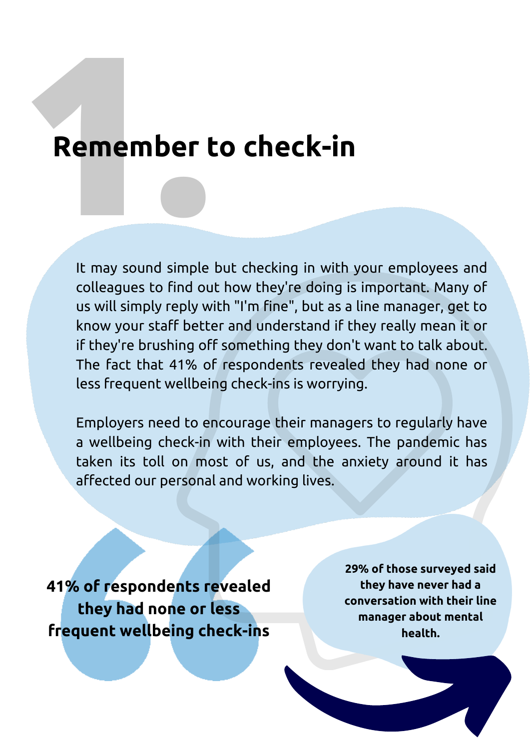# 1. Remember to check-in

It may sound simple but checking in with your employees and colleagues to find out how they're doing is important. Many of us will simply reply with "I'm fine", but as a line manager, get to know your staff better and understand if they really mean it or if they're brushing off something they don't want to talk about. The fact that 41% of respondents revealed they had none or less frequent wellbeing check-ins is worrying.

Employers need to encourage their managers to regularly have a wellbeing check-in with their employees. The pandemic has taken its toll on most of us, and the anxiety around it has affected our personal and working lives.

**41% of respondents revealed they had none or less frequent wellbeing check-ins**

**29% of those surveyed said they have never had a conversation with their line manager about mental health.**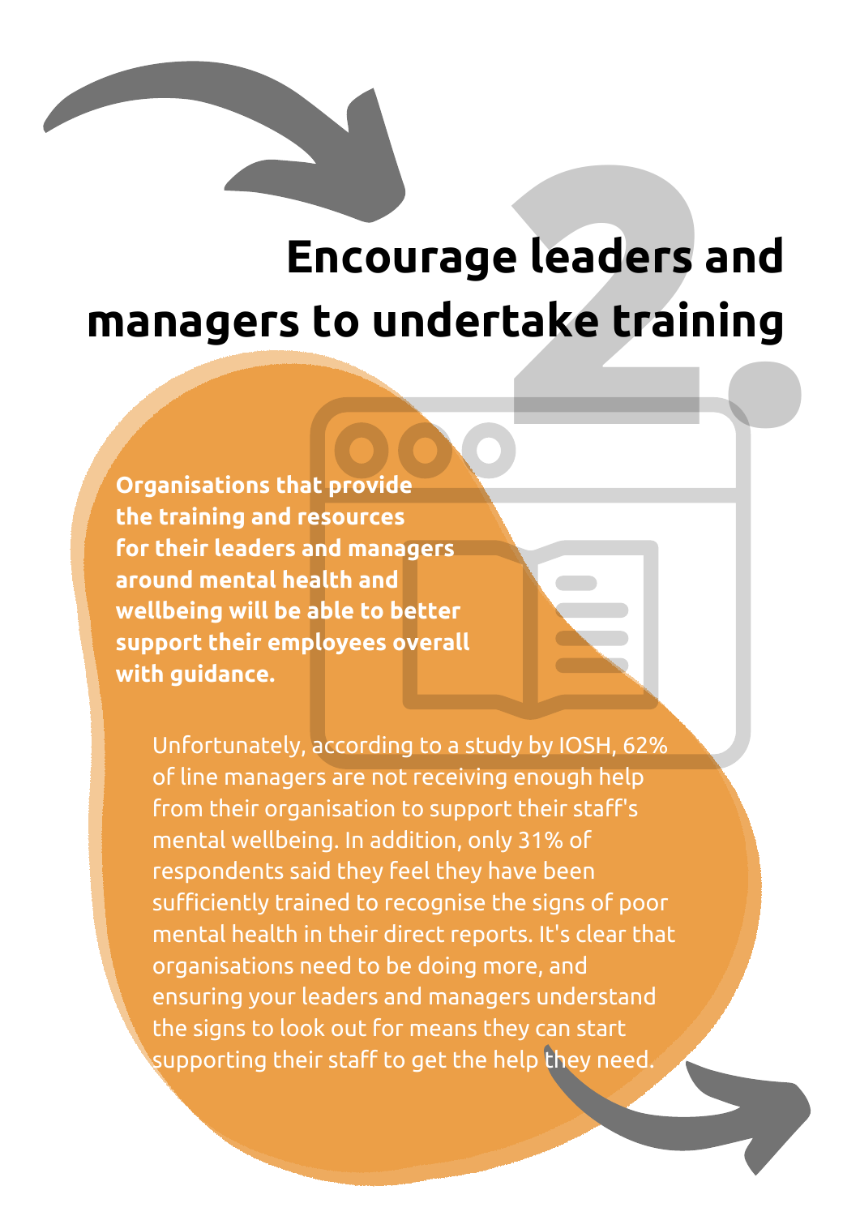## 2. Encourage leaders and managers to undertake training

**Organisations that provide the training and resources for their leaders and managers around mental health and wellbeing will be able to better support their employees overall with guidance.**

Unfortunately, according to a study by IOSH, 62% of line managers are not receiving enough help from their organisation to support their staff's mental wellbeing. In addition, only 31% of respondents said they feel they have been sufficiently trained to recognise the signs of poor mental health in their direct reports. It's clear that organisations need to be doing more, and ensuring your leaders and managers understand the signs to look out for means they can start supporting their staff to get the help they need.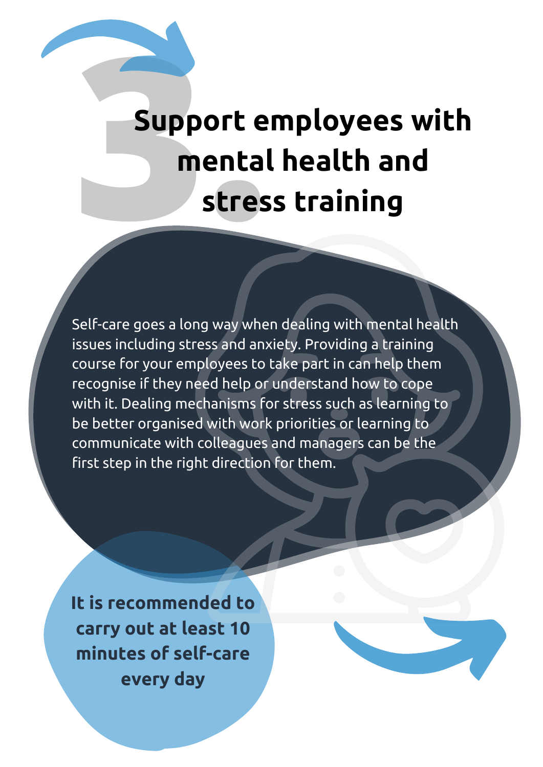# 3. Support employees with mental health and stress training

Self-care goes a long way when dealing with mental health issues including stress and anxiety. Providing a training course for your employees to take part in can help them recognise if they need help or understand how to cope with it. Dealing mechanisms for stress such as learning to be better organised with work priorities or learning to communicate with colleagues and managers can be the first step in the right direction for them.

**It is recommended to carry out at least 10 minutes of self-care every day**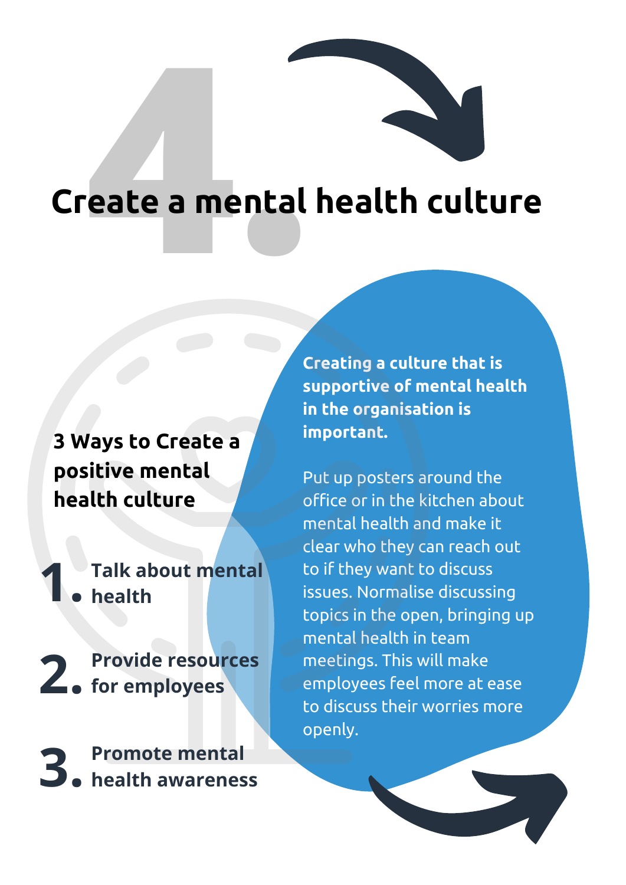# 4. Create a mental health culture

**3 Ways to Create a positive mental health culture**

1. **Talk about mental health**
2. **Provide resources for employees**
3. **Promote mental health awareness**

**Creating a culture that is supportive of mental health in the organisation is important.**

Put up posters around the office or in the kitchen about mental health and make it clear who they can reach out to if they want to discuss issues. Normalise discussing topics in the open, bringing up mental health in team meetings. This will make employees feel more at ease to discuss their worries more openly.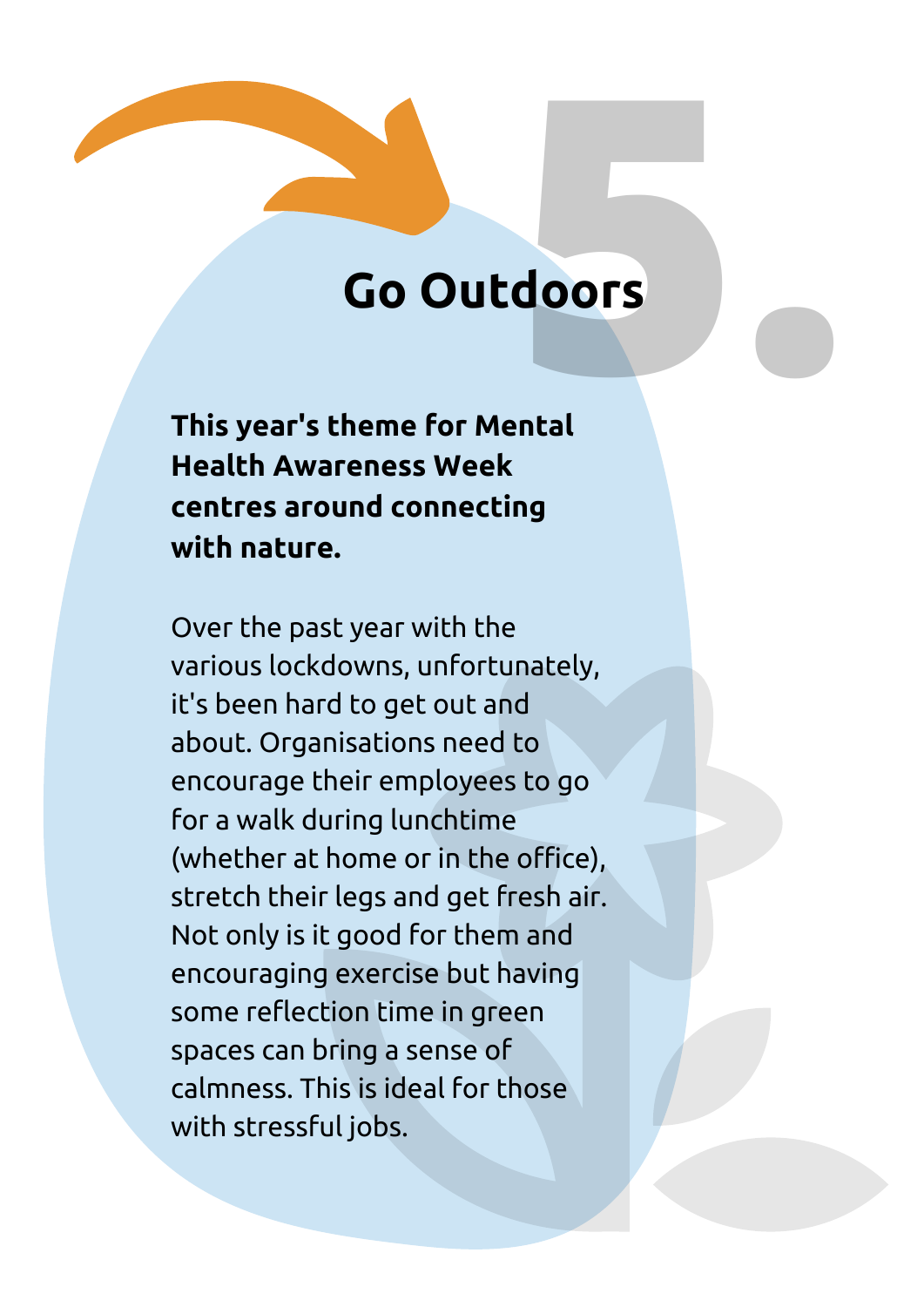# 5. Go Outdoors

**This year's theme for Mental Health Awareness Week centres around connecting with nature.**

Over the past year with the various lockdowns, unfortunately, it's been hard to get out and about. Organisations need to encourage their employees to go for a walk during lunchtime (whether at home or in the office), stretch their legs and get fresh air. Not only is it good for them and encouraging exercise but having some reflection time in green spaces can bring a sense of calmness. This is ideal for those with stressful jobs.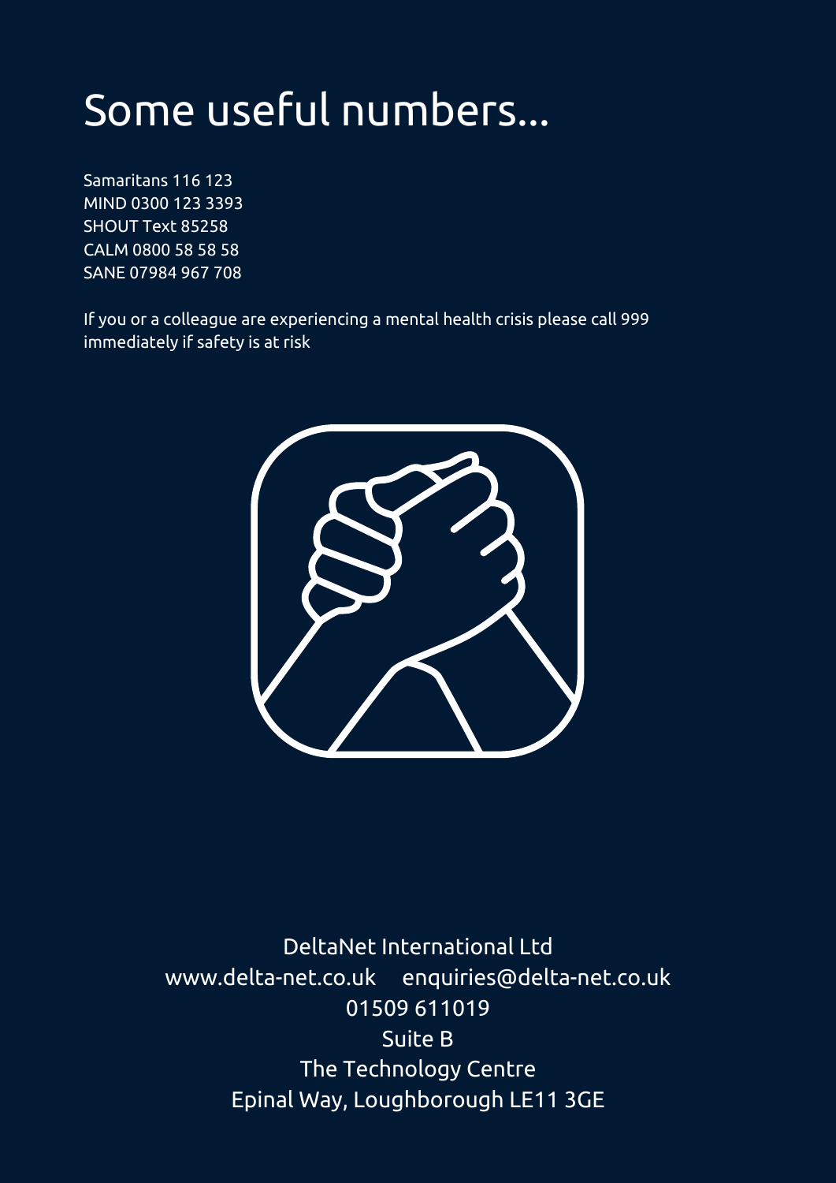# Some useful numbers...

Samaritans 116 123
MIND 0300 123 3393
SHOUT Text 85258
CALM 0800 58 58 58
SANE 07984 967 708

If you or a colleague are experiencing a mental health crisis please call 999 immediately if safety is at risk

DeltaNet International Ltd
www.delta-net.co.uk enquiries@delta-net.co.uk
01509 611019
Suite B
The Technology Centre
Epinal Way, Loughborough LE11 3GE